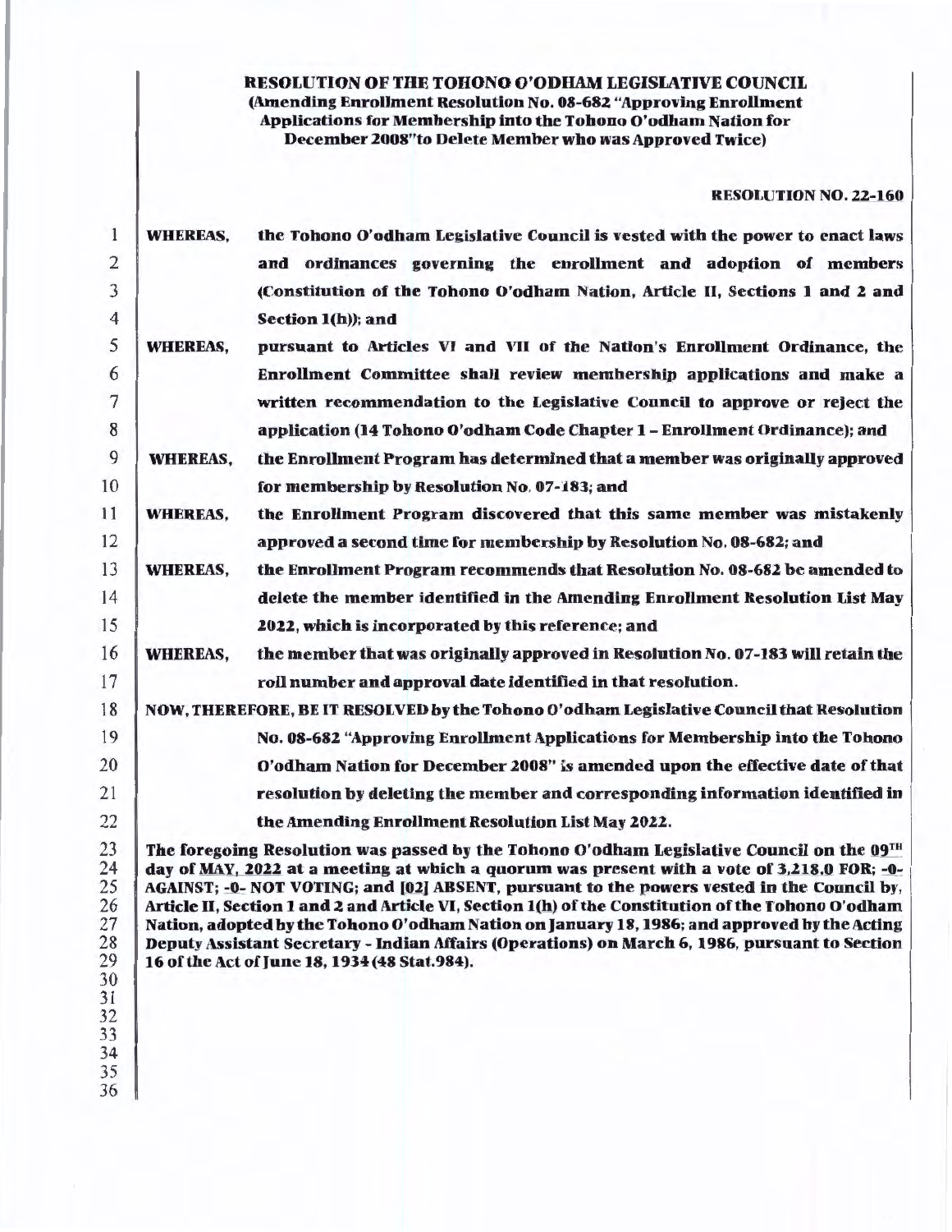**RESOLUTION OF THE TOHONO O'ODHAM LEGISLATIVE COUNCIL**
**(Amending Enrollment Resolution No. 08-682 "Approving Enrollment Applications for Membership into the Tohono O'odham Nation for December 2008"to Delete Member who was Approved Twice)**

**RESOLUTION NO. 22-160**

**WHEREAS,** the Tohono O'odham Legislative Council is vested with the power to enact laws and ordinances governing the enrollment and adoption of members (Constitution of the Tohono O'odham Nation, Article II, Sections 1 and 2 and Section 1(h)); and

**WHEREAS,** pursuant to Articles VI and VII of the Nation's Enrollment Ordinance, the Enrollment Committee shall review membership applications and make a written recommendation to the Legislative Council to approve or reject the application (14 Tohono O'odham Code Chapter 1 – Enrollment Ordinance); and

**WHEREAS,** the Enrollment Program has determined that a member was originally approved for membership by Resolution No. 07-183; and

**WHEREAS,** the Enrollment Program discovered that this same member was mistakenly approved a second time for membership by Resolution No. 08-682; and

**WHEREAS,** the Enrollment Program recommends that Resolution No. 08-682 be amended to delete the member identified in the Amending Enrollment Resolution List May 2022, which is incorporated by this reference; and

**WHEREAS,** the member that was originally approved in Resolution No. 07-183 will retain the roll number and approval date identified in that resolution.

**NOW, THEREFORE, BE IT RESOLVED** by the Tohono O'odham Legislative Council that Resolution No. 08-682 "Approving Enrollment Applications for Membership into the Tohono O'odham Nation for December 2008" is amended upon the effective date of that resolution by deleting the member and corresponding information identified in the Amending Enrollment Resolution List May 2022.

The foregoing Resolution was passed by the Tohono O'odham Legislative Council on the 09TH day of MAY, 2022 at a meeting at which a quorum was present with a vote of 3,218.0 FOR; -0- AGAINST; -0- NOT VOTING; and [02] ABSENT, pursuant to the powers vested in the Council by, Article II, Section 1 and 2 and Article VI, Section 1(h) of the Constitution of the Tohono O'odham Nation, adopted by the Tohono O'odham Nation on January 18, 1986; and approved by the Acting Deputy Assistant Secretary - Indian Affairs (Operations) on March 6, 1986, pursuant to Section 16 of the Act of June 18, 1934 (48 Stat.984).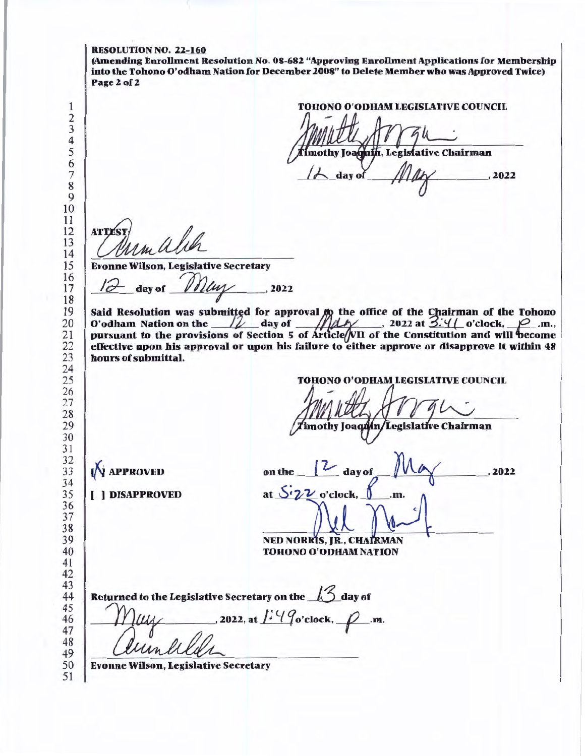**RESOLUTION NO. 22-160**
**(Amending Enrollment Resolution No. 08-682 "Approving Enrollment Applications for Membership into the Tohono O'odham Nation for December 2008" to Delete Member who was Approved Twice)**
**Page 2 of 2**

**TOHONO O'ODHAM LEGISLATIVE COUNCIL**

Timothy Joaquin, Legislative Chairman

12 day of May, 2022

ATTEST:

Evonne Wilson, Legislative Secretary

12 day of May, 2022

**Said Resolution was submitted for approval to the office of the Chairman of the Tohono O'odham Nation on the 12 day of May, 2022 at 3:41 o'clock, P.m., pursuant to the provisions of Section 5 of Article VII of the Constitution and will become effective upon his approval or upon his failure to either approve or disapprove it within 48 hours of submittal.**

**TOHONO O'ODHAM LEGISLATIVE COUNCIL**

Timothy Joaquin, Legislative Chairman

[X] **APPROVED**

[ ] **DISAPPROVED**

on the 12 day of May, 2022

at 5:22 o'clock, P.m.

**NED NORRIS, JR., CHAIRMAN**
**TOHONO O'ODHAM NATION**

**Returned to the Legislative Secretary on the 13 day of May, 2022, at 1:49 o'clock, P.m.**

**Evonne Wilson, Legislative Secretary**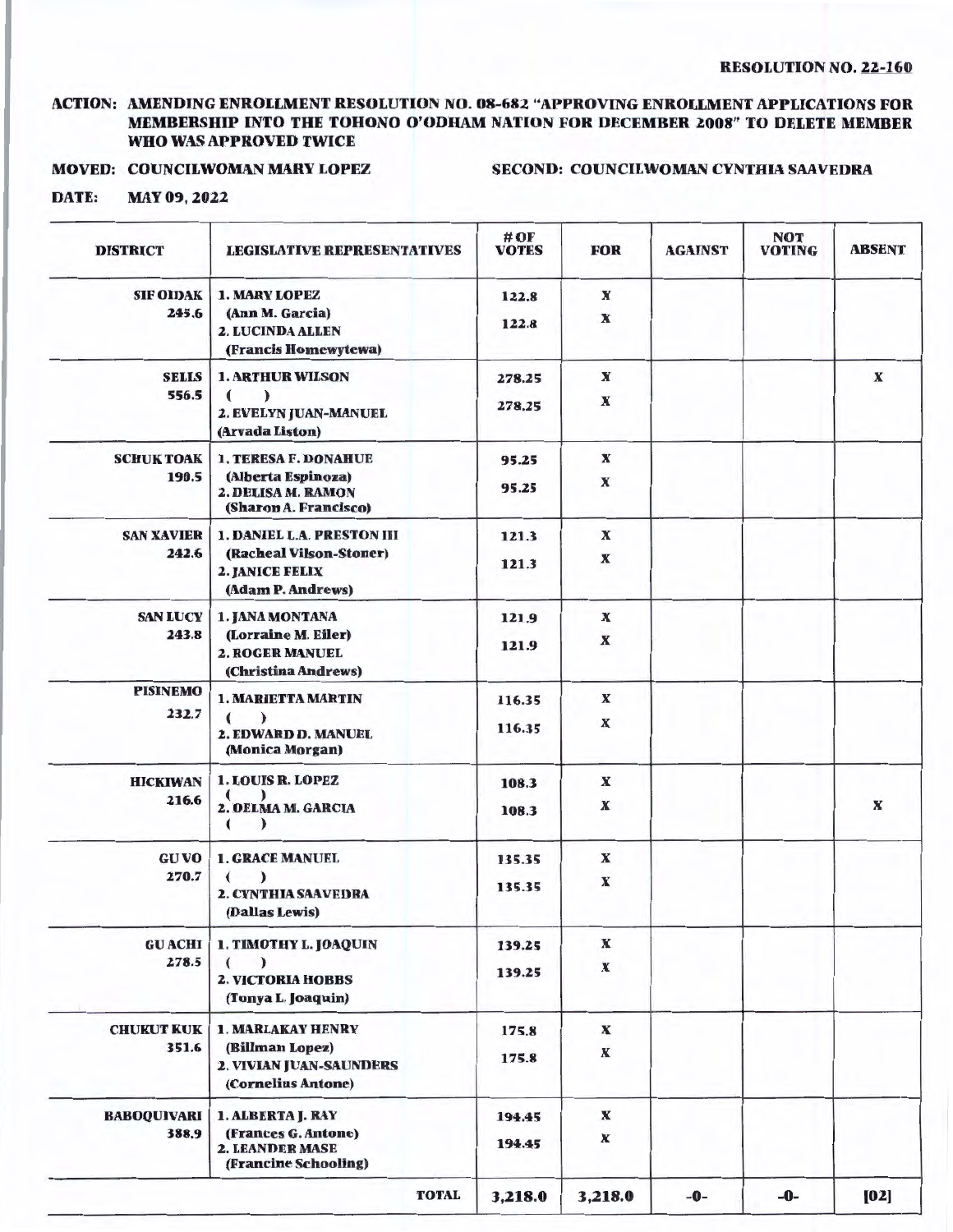**RESOLUTION NO. 22-160**

**ACTION: AMENDING ENROLLMENT RESOLUTION NO. 08-682 "APPROVING ENROLLMENT APPLICATIONS FOR MEMBERSHIP INTO THE TOHONO O'ODHAM NATION FOR DECEMBER 2008" TO DELETE MEMBER WHO WAS APPROVED TWICE**

**MOVED: COUNCILWOMAN MARY LOPEZ** **SECOND: COUNCILWOMAN CYNTHIA SAAVEDRA**

**DATE: MAY 09, 2022**

| DISTRICT | LEGISLATIVE REPRESENTATIVES | # OF VOTES | FOR | AGAINST | NOT VOTING | ABSENT |
|---|---|---|---|---|---|---|
| SIF OIDAK 245.6 | 1. MARY LOPEZ (Ann M. Garcia) | 122.8 | X | | | |
| | 2. LUCINDA ALLEN (Francis Homewytewa) | 122.8 | X | | | |
| SELLS 556.5 | 1. ARTHUR WILSON ( ) | 278.25 | X | | | X |
| | 2. EVELYN JUAN-MANUEL (Arvada Liston) | 278.25 | X | | | |
| SCHUK TOAK 190.5 | 1. TERESA F. DONAHUE (Alberta Espinoza) | 95.25 | X | | | |
| | 2. DELISA M. RAMON (Sharon A. Francisco) | 95.25 | X | | | |
| SAN XAVIER 242.6 | 1. DANIEL L.A. PRESTON III (Racheal Vilson-Stoner) | 121.3 | X | | | |
| | 2. JANICE FELIX (Adam P. Andrews) | 121.3 | X | | | |
| SAN LUCY 243.8 | 1. JANA MONTANA (Lorraine M. Eiler) | 121.9 | X | | | |
| | 2. ROGER MANUEL (Christina Andrews) | 121.9 | X | | | |
| PISINEMO 232.7 | 1. MARIETTA MARTIN ( ) | 116.35 | X | | | |
| | 2. EDWARD D. MANUEL (Monica Morgan) | 116.35 | X | | | |
| HICKIWAN 216.6 | 1. LOUIS R. LOPEZ ( ) | 108.3 | X | | | |
| | 2. DELMA M. GARCIA ( ) | 108.3 | X | | | X |
| GU VO 270.7 | 1. GRACE MANUEL ( ) | 135.35 | X | | | |
| | 2. CYNTHIA SAAVEDRA (Dallas Lewis) | 135.35 | X | | | |
| GU ACHI 278.5 | 1. TIMOTHY L. JOAQUIN ( ) | 139.25 | X | | | |
| | 2. VICTORIA HOBBS (Tonya L. Joaquin) | 139.25 | X | | | |
| CHUKUT KUK 351.6 | 1. MARLAKAY HENRY (Billman Lopez) | 175.8 | X | | | |
| | 2. VIVIAN JUAN-SAUNDERS (Cornelius Antone) | 175.8 | X | | | |
| BABOQUIVARI 388.9 | 1. ALBERTA J. RAY (Frances G. Antone) | 194.45 | X | | | |
| | 2. LEANDER MASE (Francine Schooling) | 194.45 | X | | | |
| | **TOTAL** | **3,218.0** | **3,218.0** | **-0-** | **-0-** | **[02]** |